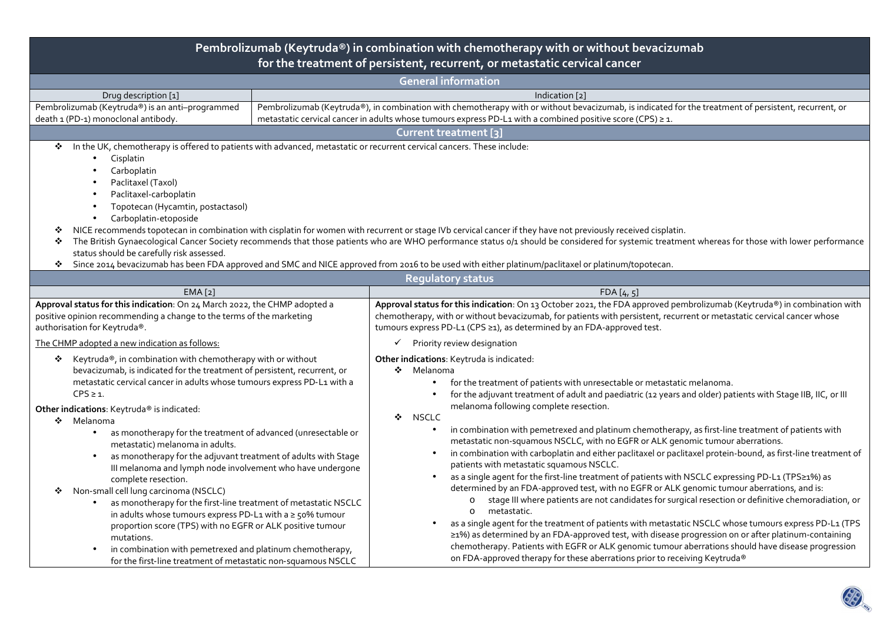# Pembrolizumab (Keytruda®) in combination with chemotherapy with or without bevacizumab for the treatment of persistent, recurrent, or metastatic cervical cancer

## General information

| Drug description [1] | Indication [2] |
|---|---|
| Pembrolizumab (Keytruda®) is an anti–programmed death 1 (PD-1) monoclonal antibody. | Pembrolizumab (Keytruda®), in combination with chemotherapy with or without bevacizumab, is indicated for the treatment of persistent, recurrent, or metastatic cervical cancer in adults whose tumours express PD-L1 with a combined positive score (CPS) ≥ 1. |

## Current treatment [3]

- In the UK, chemotherapy is offered to patients with advanced, metastatic or recurrent cervical cancers. These include:
  - Cisplatin
  - Carboplatin
  - Paclitaxel (Taxol)
  - Paclitaxel-carboplatin
  - Topotecan (Hycamtin, postactasol)
  - Carboplatin-etoposide
- NICE recommends topotecan in combination with cisplatin for women with recurrent or stage IVb cervical cancer if they have not previously received cisplatin.
- The British Gynaecological Cancer Society recommends that those patients who are WHO performance status 0/1 should be considered for systemic treatment whereas for those with lower performance status should be carefully risk assessed.
- Since 2014 bevacizumab has been FDA approved and SMC and NICE approved from 2016 to be used with either platinum/paclitaxel or platinum/topotecan.

## Regulatory status

### EMA [2]

**Approval status for this indication**: On 24 March 2022, the CHMP adopted a positive opinion recommending a change to the terms of the marketing authorisation for Keytruda®.

The CHMP adopted a new indication as follows:

- Keytruda®, in combination with chemotherapy with or without bevacizumab, is indicated for the treatment of persistent, recurrent, or metastatic cervical cancer in adults whose tumours express PD-L1 with a CPS ≥ 1.

**Other indications**: Keytruda® is indicated:

- Melanoma
  - as monotherapy for the treatment of advanced (unresectable or metastatic) melanoma in adults.
  - as monotherapy for the adjuvant treatment of adults with Stage III melanoma and lymph node involvement who have undergone complete resection.
- Non-small cell lung carcinoma (NSCLC)
  - as monotherapy for the first-line treatment of metastatic NSCLC in adults whose tumours express PD-L1 with a ≥ 50% tumour proportion score (TPS) with no EGFR or ALK positive tumour mutations.
  - in combination with pemetrexed and platinum chemotherapy, for the first-line treatment of metastatic non-squamous NSCLC

### FDA [4, 5]

**Approval status for this indication**: On 13 October 2021, the FDA approved pembrolizumab (Keytruda®) in combination with chemotherapy, with or without bevacizumab, for patients with persistent, recurrent or metastatic cervical cancer whose tumours express PD-L1 (CPS ≥1), as determined by an FDA-approved test.

- ✓ Priority review designation

**Other indications**: Keytruda is indicated:

- Melanoma
  - for the treatment of patients with unresectable or metastatic melanoma.
  - for the adjuvant treatment of adult and paediatric (12 years and older) patients with Stage IIB, IIC, or III melanoma following complete resection.
- NSCLC
  - in combination with pemetrexed and platinum chemotherapy, as first-line treatment of patients with metastatic non-squamous NSCLC, with no EGFR or ALK genomic tumour aberrations.
  - in combination with carboplatin and either paclitaxel or paclitaxel protein-bound, as first-line treatment of patients with metastatic squamous NSCLC.
  - as a single agent for the first-line treatment of patients with NSCLC expressing PD-L1 (TPS≥1%) as determined by an FDA-approved test, with no EGFR or ALK genomic tumour aberrations, and is:
    - stage III where patients are not candidates for surgical resection or definitive chemoradiation, or
    - metastatic.
  - as a single agent for the treatment of patients with metastatic NSCLC whose tumours express PD-L1 (TPS ≥1%) as determined by an FDA-approved test, with disease progression on or after platinum-containing chemotherapy. Patients with EGFR or ALK genomic tumour aberrations should have disease progression on FDA-approved therapy for these aberrations prior to receiving Keytruda®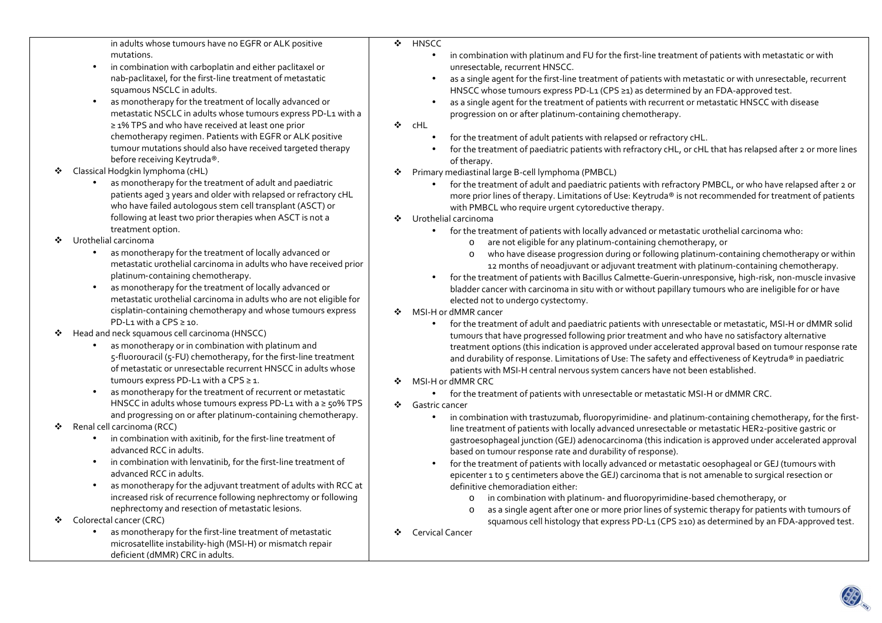in adults whose tumours have no EGFR or ALK positive mutations.

- in combination with carboplatin and either paclitaxel or nab-paclitaxel, for the first-line treatment of metastatic squamous NSCLC in adults.
- as monotherapy for the treatment of locally advanced or metastatic NSCLC in adults whose tumours express PD-L1 with a ≥ 1% TPS and who have received at least one prior chemotherapy regimen. Patients with EGFR or ALK positive tumour mutations should also have received targeted therapy before receiving Keytruda®.

❖ Classical Hodgkin lymphoma (cHL)

- as monotherapy for the treatment of adult and paediatric patients aged 3 years and older with relapsed or refractory cHL who have failed autologous stem cell transplant (ASCT) or following at least two prior therapies when ASCT is not a treatment option.

❖ Urothelial carcinoma

- as monotherapy for the treatment of locally advanced or metastatic urothelial carcinoma in adults who have received prior platinum-containing chemotherapy.
- as monotherapy for the treatment of locally advanced or metastatic urothelial carcinoma in adults who are not eligible for cisplatin-containing chemotherapy and whose tumours express PD-L1 with a CPS ≥ 10.

❖ Head and neck squamous cell carcinoma (HNSCC)

- as monotherapy or in combination with platinum and 5-fluorouracil (5-FU) chemotherapy, for the first-line treatment of metastatic or unresectable recurrent HNSCC in adults whose tumours express PD-L1 with a CPS ≥ 1.
- as monotherapy for the treatment of recurrent or metastatic HNSCC in adults whose tumours express PD-L1 with a ≥ 50% TPS and progressing on or after platinum-containing chemotherapy.

❖ Renal cell carcinoma (RCC)

- in combination with axitinib, for the first-line treatment of advanced RCC in adults.
- in combination with lenvatinib, for the first-line treatment of advanced RCC in adults.
- as monotherapy for the adjuvant treatment of adults with RCC at increased risk of recurrence following nephrectomy or following nephrectomy and resection of metastatic lesions.

❖ Colorectal cancer (CRC)

- as monotherapy for the first-line treatment of metastatic microsatellite instability-high (MSI-H) or mismatch repair deficient (dMMR) CRC in adults.

❖ HNSCC

- in combination with platinum and FU for the first-line treatment of patients with metastatic or with unresectable, recurrent HNSCC.
- as a single agent for the first-line treatment of patients with metastatic or with unresectable, recurrent HNSCC whose tumours express PD-L1 (CPS ≥1) as determined by an FDA-approved test.
- as a single agent for the treatment of patients with recurrent or metastatic HNSCC with disease progression on or after platinum-containing chemotherapy.

❖ cHL

- for the treatment of adult patients with relapsed or refractory cHL.
- for the treatment of paediatric patients with refractory cHL, or cHL that has relapsed after 2 or more lines of therapy.

❖ Primary mediastinal large B-cell lymphoma (PMBCL)

- for the treatment of adult and paediatric patients with refractory PMBCL, or who have relapsed after 2 or more prior lines of therapy. Limitations of Use: Keytruda® is not recommended for treatment of patients with PMBCL who require urgent cytoreductive therapy.

❖ Urothelial carcinoma

- for the treatment of patients with locally advanced or metastatic urothelial carcinoma who:
  - o are not eligible for any platinum-containing chemotherapy, or
  - o who have disease progression during or following platinum-containing chemotherapy or within 12 months of neoadjuvant or adjuvant treatment with platinum-containing chemotherapy.
- for the treatment of patients with Bacillus Calmette-Guerin-unresponsive, high-risk, non-muscle invasive bladder cancer with carcinoma in situ with or without papillary tumours who are ineligible for or have elected not to undergo cystectomy.

❖ MSI-H or dMMR cancer

- for the treatment of adult and paediatric patients with unresectable or metastatic, MSI-H or dMMR solid tumours that have progressed following prior treatment and who have no satisfactory alternative treatment options (this indication is approved under accelerated approval based on tumour response rate and durability of response. Limitations of Use: The safety and effectiveness of Keytruda® in paediatric patients with MSI-H central nervous system cancers have not been established.

❖ MSI-H or dMMR CRC

- for the treatment of patients with unresectable or metastatic MSI-H or dMMR CRC.

❖ Gastric cancer

- in combination with trastuzumab, fluoropyrimidine- and platinum-containing chemotherapy, for the first-line treatment of patients with locally advanced unresectable or metastatic HER2-positive gastric or gastroesophageal junction (GEJ) adenocarcinoma (this indication is approved under accelerated approval based on tumour response rate and durability of response).
- for the treatment of patients with locally advanced or metastatic oesophageal or GEJ (tumours with epicenter 1 to 5 centimeters above the GEJ) carcinoma that is not amenable to surgical resection or definitive chemoradiation either:
  - o in combination with platinum- and fluoropyrimidine-based chemotherapy, or
  - o as a single agent after one or more prior lines of systemic therapy for patients with tumours of squamous cell histology that express PD-L1 (CPS ≥10) as determined by an FDA-approved test.

❖ Cervical Cancer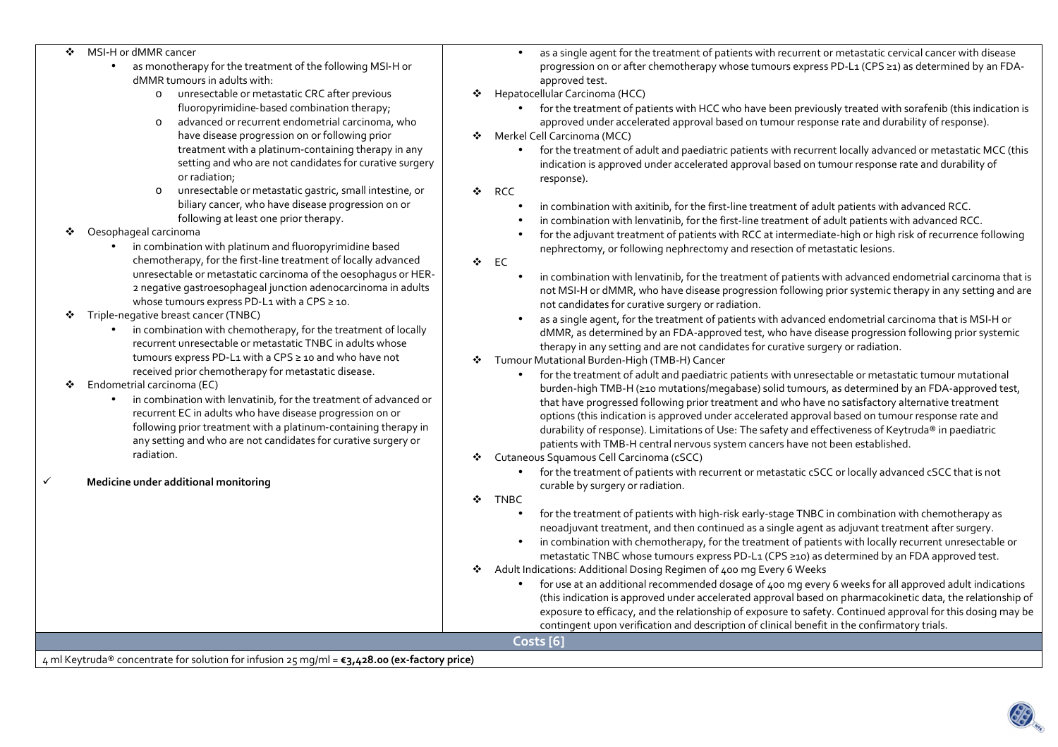- MSI-H or dMMR cancer
  - as monotherapy for the treatment of the following MSI-H or dMMR tumours in adults with:
    - unresectable or metastatic CRC after previous fluoropyrimidine-based combination therapy;
    - advanced or recurrent endometrial carcinoma, who have disease progression on or following prior treatment with a platinum-containing therapy in any setting and who are not candidates for curative surgery or radiation;
    - unresectable or metastatic gastric, small intestine, or biliary cancer, who have disease progression on or following at least one prior therapy.
- Oesophageal carcinoma
  - in combination with platinum and fluoropyrimidine based chemotherapy, for the first-line treatment of locally advanced unresectable or metastatic carcinoma of the oesophagus or HER-2 negative gastroesophageal junction adenocarcinoma in adults whose tumours express PD-L1 with a CPS ≥ 10.
- Triple-negative breast cancer (TNBC)
  - in combination with chemotherapy, for the treatment of locally recurrent unresectable or metastatic TNBC in adults whose tumours express PD-L1 with a CPS ≥ 10 and who have not received prior chemotherapy for metastatic disease.
- Endometrial carcinoma (EC)
  - in combination with lenvatinib, for the treatment of advanced or recurrent EC in adults who have disease progression on or following prior treatment with a platinum-containing therapy in any setting and who are not candidates for curative surgery or radiation.

✓ **Medicine under additional monitoring**

- as a single agent for the treatment of patients with recurrent or metastatic cervical cancer with disease progression on or after chemotherapy whose tumours express PD-L1 (CPS ≥1) as determined by an FDA-approved test.
- Hepatocellular Carcinoma (HCC)
  - for the treatment of patients with HCC who have been previously treated with sorafenib (this indication is approved under accelerated approval based on tumour response rate and durability of response).
- Merkel Cell Carcinoma (MCC)
  - for the treatment of adult and paediatric patients with recurrent locally advanced or metastatic MCC (this indication is approved under accelerated approval based on tumour response rate and durability of response).
- RCC
  - in combination with axitinib, for the first-line treatment of adult patients with advanced RCC.
  - in combination with lenvatinib, for the first-line treatment of adult patients with advanced RCC.
  - for the adjuvant treatment of patients with RCC at intermediate-high or high risk of recurrence following nephrectomy, or following nephrectomy and resection of metastatic lesions.
- EC
  - in combination with lenvatinib, for the treatment of patients with advanced endometrial carcinoma that is not MSI-H or dMMR, who have disease progression following prior systemic therapy in any setting and are not candidates for curative surgery or radiation.
  - as a single agent, for the treatment of patients with advanced endometrial carcinoma that is MSI-H or dMMR, as determined by an FDA-approved test, who have disease progression following prior systemic therapy in any setting and are not candidates for curative surgery or radiation.
- Tumour Mutational Burden-High (TMB-H) Cancer
  - for the treatment of adult and paediatric patients with unresectable or metastatic tumour mutational burden-high TMB-H (≥10 mutations/megabase) solid tumours, as determined by an FDA-approved test, that have progressed following prior treatment and who have no satisfactory alternative treatment options (this indication is approved under accelerated approval based on tumour response rate and durability of response). Limitations of Use: The safety and effectiveness of Keytruda® in paediatric patients with TMB-H central nervous system cancers have not been established.
- Cutaneous Squamous Cell Carcinoma (cSCC)
  - for the treatment of patients with recurrent or metastatic cSCC or locally advanced cSCC that is not curable by surgery or radiation.
- TNBC
  - for the treatment of patients with high-risk early-stage TNBC in combination with chemotherapy as neoadjuvant treatment, and then continued as a single agent as adjuvant treatment after surgery.
  - in combination with chemotherapy, for the treatment of patients with locally recurrent unresectable or metastatic TNBC whose tumours express PD-L1 (CPS ≥10) as determined by an FDA approved test.
- Adult Indications: Additional Dosing Regimen of 400 mg Every 6 Weeks
  - for use at an additional recommended dosage of 400 mg every 6 weeks for all approved adult indications (this indication is approved under accelerated approval based on pharmacokinetic data, the relationship of exposure to efficacy, and the relationship of exposure to safety. Continued approval for this dosing may be contingent upon verification and description of clinical benefit in the confirmatory trials.

## Costs [6]

4 ml Keytruda® concentrate for solution for infusion 25 mg/ml = **€3,428.00 (ex-factory price)**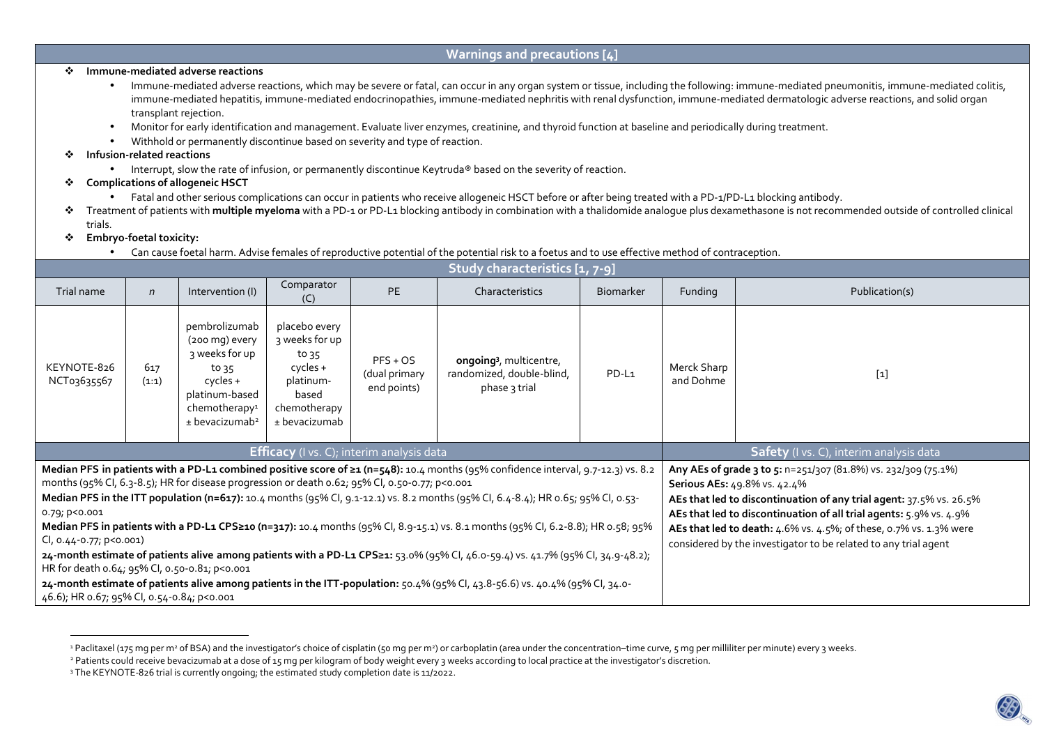## Warnings and precautions [4]

- **Immune-mediated adverse reactions**
  - Immune-mediated adverse reactions, which may be severe or fatal, can occur in any organ system or tissue, including the following: immune-mediated pneumonitis, immune-mediated colitis, immune-mediated hepatitis, immune-mediated endocrinopathies, immune-mediated nephritis with renal dysfunction, immune-mediated dermatologic adverse reactions, and solid organ transplant rejection.
  - Monitor for early identification and management. Evaluate liver enzymes, creatinine, and thyroid function at baseline and periodically during treatment.
  - Withhold or permanently discontinue based on severity and type of reaction.
- **Infusion-related reactions**
  - Interrupt, slow the rate of infusion, or permanently discontinue Keytruda® based on the severity of reaction.
- **Complications of allogeneic HSCT**
  - Fatal and other serious complications can occur in patients who receive allogeneic HSCT before or after being treated with a PD-1/PD-L1 blocking antibody.
- Treatment of patients with **multiple myeloma** with a PD-1 or PD-L1 blocking antibody in combination with a thalidomide analogue plus dexamethasone is not recommended outside of controlled clinical trials.
- **Embryo-foetal toxicity:**
  - Can cause foetal harm. Advise females of reproductive potential of the potential risk to a foetus and to use effective method of contraception.

## Study characteristics [1, 7-9]

| Trial name | *n* | Intervention (I) | Comparator (C) | PE | Characteristics | Biomarker | Funding | Publication(s) |
|---|---|---|---|---|---|---|---|---|
| KEYNOTE-826 NCT03635567 | 617 (1:1) | pembrolizumab (200 mg) every 3 weeks for up to 35 cycles + platinum-based chemotherapy[1] ± bevacizumab[2] | placebo every 3 weeks for up to 35 cycles + platinum-based chemotherapy ± bevacizumab | PFS + OS (dual primary end points) | **ongoing**[3], multicentre, randomized, double-blind, phase 3 trial | PD-L1 | Merck Sharp and Dohme | [1] |

### Efficacy (I vs. C); interim analysis data

**Median PFS in patients with a PD-L1 combined positive score of ≥1 (n=548):** 10.4 months (95% confidence interval, 9.7-12.3) vs. 8.2 months (95% CI, 6.3-8.5); HR for disease progression or death 0.62; 95% CI, 0.50-0.77; p<0.001

**Median PFS in the ITT population (n=617):** 10.4 months (95% CI, 9.1-12.1) vs. 8.2 months (95% CI, 6.4-8.4); HR 0.65; 95% CI, 0.53-0.79; p<0.001

**Median PFS in patients with a PD-L1 CPS≥10 (n=317):** 10.4 months (95% CI, 8.9-15.1) vs. 8.1 months (95% CI, 6.2-8.8); HR 0.58; 95% CI, 0.44-0.77; p<0.001)

**24-month estimate of patients alive among patients with a PD-L1 CPS≥1:** 53.0% (95% CI, 46.0-59.4) vs. 41.7% (95% CI, 34.9-48.2); HR for death 0.64; 95% CI, 0.50-0.81; p<0.001

**24-month estimate of patients alive among patients in the ITT-population:** 50.4% (95% CI, 43.8-56.6) vs. 40.4% (95% CI, 34.0-46.6); HR 0.67; 95% CI, 0.54-0.84; p<0.001

### Safety (I vs. C), interim analysis data

**Any AEs of grade 3 to 5:** n=251/307 (81.8%) vs. 232/309 (75.1%)

**Serious AEs:** 49.8% vs. 42.4%

**AEs that led to discontinuation of any trial agent:** 37.5% vs. 26.5%

**AEs that led to discontinuation of all trial agents:** 5.9% vs. 4.9%

**AEs that led to death:** 4.6% vs. 4.5%; of these, 0.7% vs. 1.3% were considered by the investigator to be related to any trial agent

---

[1] Paclitaxel (175 mg per m² of BSA) and the investigator's choice of cisplatin (50 mg per m²) or carboplatin (area under the concentration–time curve, 5 mg per milliliter per minute) every 3 weeks.

[2] Patients could receive bevacizumab at a dose of 15 mg per kilogram of body weight every 3 weeks according to local practice at the investigator's discretion.

[3] The KEYNOTE-826 trial is currently ongoing; the estimated study completion date is 11/2022.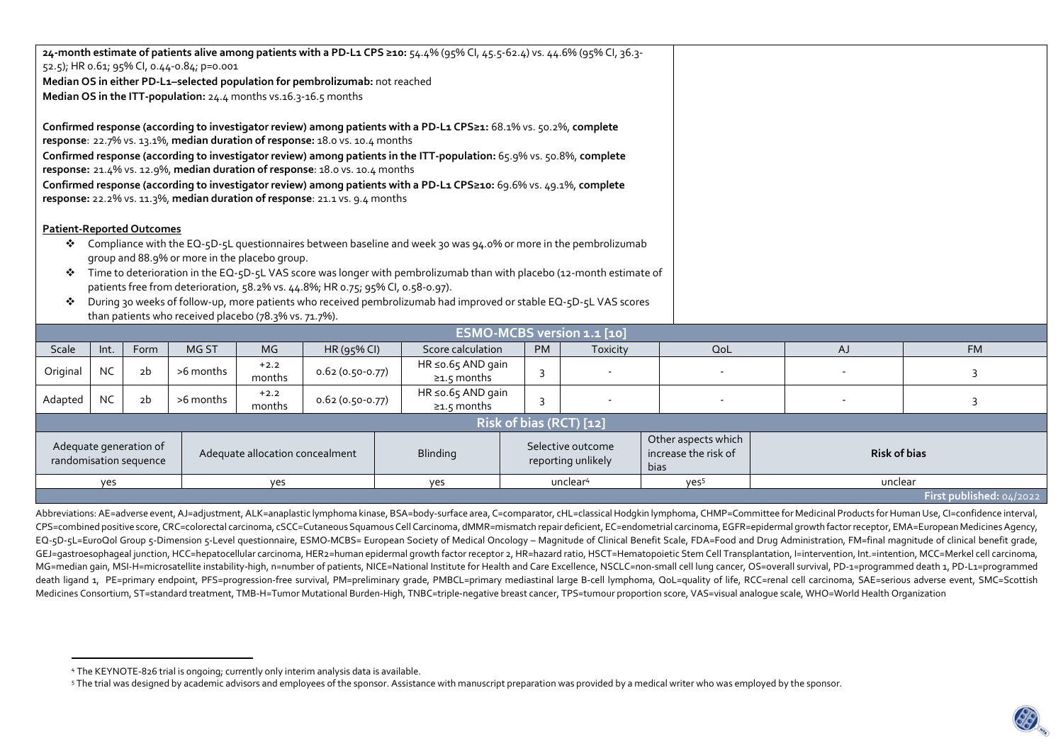**24-month estimate of patients alive among patients with a PD-L1 CPS ≥10:** 54.4% (95% CI, 45.5-62.4) vs. 44.6% (95% CI, 36.3-52.5); HR 0.61; 95% CI, 0.44-0.84; p=0.001
**Median OS in either PD-L1–selected population for pembrolizumab:** not reached
**Median OS in the ITT-population:** 24.4 months vs.16.3-16.5 months

**Confirmed response (according to investigator review) among patients with a PD-L1 CPS≥1:** 68.1% vs. 50.2%, **complete response**: 22.7% vs. 13.1%, **median duration of response:** 18.0 vs. 10.4 months
**Confirmed response (according to investigator review) among patients in the ITT-population:** 65.9% vs. 50.8%, **complete response:** 21.4% vs. 12.9%, **median duration of response**: 18.0 vs. 10.4 months
**Confirmed response (according to investigator review) among patients with a PD-L1 CPS≥10:** 69.6% vs. 49.1%, **complete response:** 22.2% vs. 11.3%, **median duration of response**: 21.1 vs. 9.4 months

**Patient-Reported Outcomes**

- Compliance with the EQ-5D-5L questionnaires between baseline and week 30 was 94.0% or more in the pembrolizumab group and 88.9% or more in the placebo group.
- Time to deterioration in the EQ-5D-5L VAS score was longer with pembrolizumab than with placebo (12-month estimate of patients free from deterioration, 58.2% vs. 44.8%; HR 0.75; 95% CI, 0.58-0.97).
- During 30 weeks of follow-up, more patients who received pembrolizumab had improved or stable EQ-5D-5L VAS scores than patients who received placebo (78.3% vs. 71.7%).

**ESMO-MCBS version 1.1 [10]**

| Scale | Int. | Form | MG ST | MG | HR (95% CI) | Score calculation | PM | Toxicity | QoL | AJ | FM |
|---|---|---|---|---|---|---|---|---|---|---|---|
| Original | NC | 2b | >6 months | +2.2 months | 0.62 (0.50-0.77) | HR ≤0.65 AND gain ≥1.5 months | 3 | - | - | - | 3 |
| Adapted | NC | 2b | >6 months | +2.2 months | 0.62 (0.50-0.77) | HR ≤0.65 AND gain ≥1.5 months | 3 | - | - | - | 3 |

**Risk of bias (RCT) [12]**

| Adequate generation of randomisation sequence | Adequate allocation concealment | Blinding | Selective outcome reporting unlikely | Other aspects which increase the risk of bias | Risk of bias |
|---|---|---|---|---|---|
| yes | yes | yes | unclear[4] | yes[5] | unclear |

First published: 04/2022

Abbreviations: AE=adverse event, AJ=adjustment, ALK=anaplastic lymphoma kinase, BSA=body-surface area, C=comparator, cHL=classical Hodgkin lymphoma, CHMP=Committee for Medicinal Products for Human Use, CI=confidence interval, CPS=combined positive score, CRC=colorectal carcinoma, cSCC=Cutaneous Squamous Cell Carcinoma, dMMR=mismatch repair deficient, EC=endometrial carcinoma, EGFR=epidermal growth factor receptor, EMA=European Medicines Agency, EQ-5D-5L=EuroQol Group 5-Dimension 5-Level questionnaire, ESMO-MCBS= European Society of Medical Oncology – Magnitude of Clinical Benefit Scale, FDA=Food and Drug Administration, FM=final magnitude of clinical benefit grade, GEJ=gastroesophageal junction, HCC=hepatocellular carcinoma, HER2=human epidermal growth factor receptor 2, HR=hazard ratio, HSCT=Hematopoietic Stem Cell Transplantation, I=intervention, Int.=intention, MCC=Merkel cell carcinoma, MG=median gain, MSI-H=microsatellite instability-high, n=number of patients, NICE=National Institute for Health and Care Excellence, NSCLC=non-small cell lung cancer, OS=overall survival, PD-1=programmed death 1, PD-L1=programmed death ligand 1, PE=primary endpoint, PFS=progression-free survival, PM=preliminary grade, PMBCL=primary mediastinal large B-cell lymphoma, QoL=quality of life, RCC=renal cell carcinoma, SAE=serious adverse event, SMC=Scottish Medicines Consortium, ST=standard treatment, TMB-H=Tumor Mutational Burden-High, TNBC=triple-negative breast cancer, TPS=tumour proportion score, VAS=visual analogue scale, WHO=World Health Organization

[4] The KEYNOTE-826 trial is ongoing; currently only interim analysis data is available.
[5] The trial was designed by academic advisors and employees of the sponsor. Assistance with manuscript preparation was provided by a medical writer who was employed by the sponsor.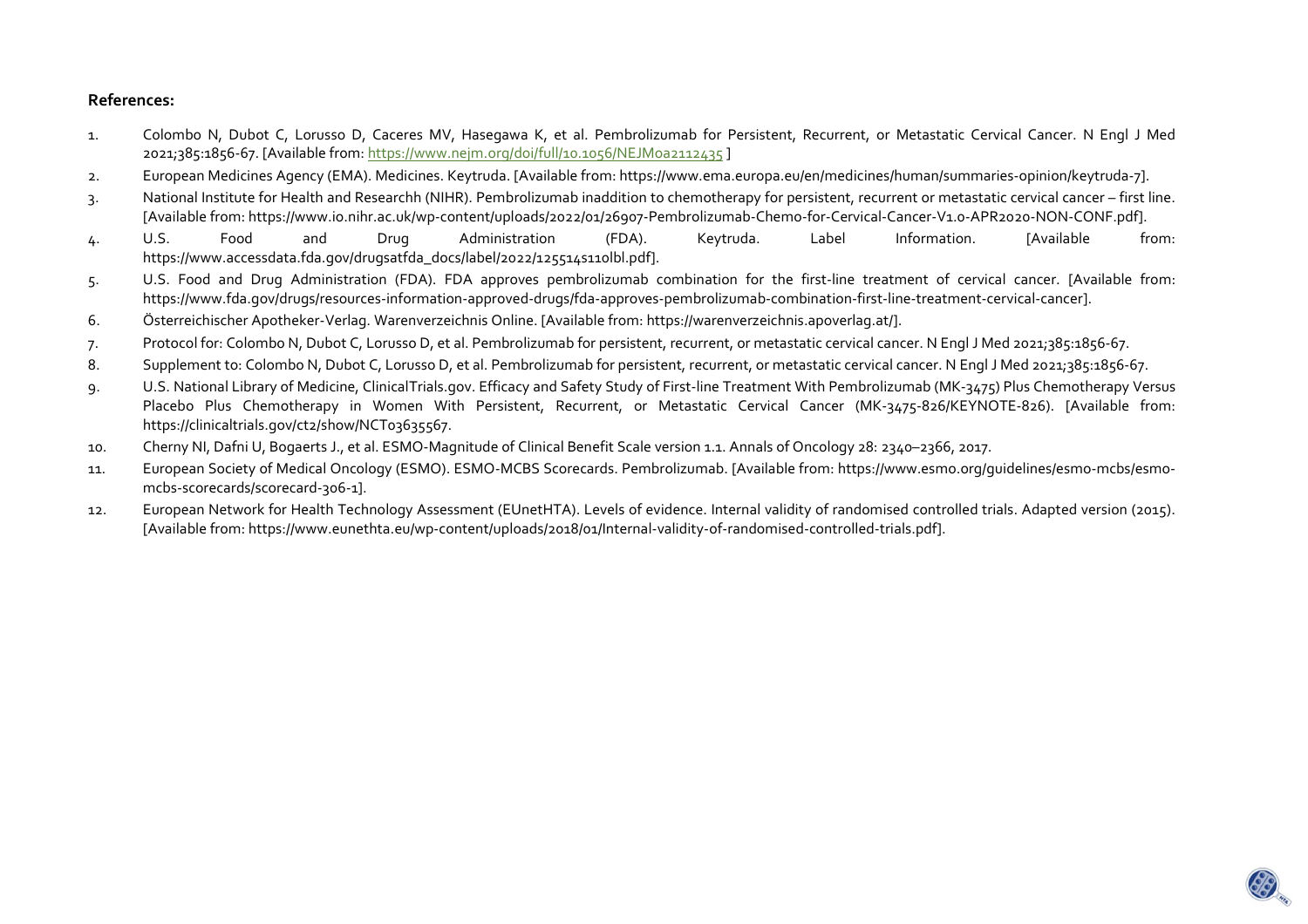**References:**

1. Colombo N, Dubot C, Lorusso D, Caceres MV, Hasegawa K, et al. Pembrolizumab for Persistent, Recurrent, or Metastatic Cervical Cancer. N Engl J Med 2021;385:1856-67. [Available from: https://www.nejm.org/doi/full/10.1056/NEJMoa2112435 ]
2. European Medicines Agency (EMA). Medicines. Keytruda. [Available from: https://www.ema.europa.eu/en/medicines/human/summaries-opinion/keytruda-7].
3. National Institute for Health and Researchh (NIHR). Pembrolizumab inaddition to chemotherapy for persistent, recurrent or metastatic cervical cancer – first line. [Available from: https://www.io.nihr.ac.uk/wp-content/uploads/2022/01/26907-Pembrolizumab-Chemo-for-Cervical-Cancer-V1.0-APR2020-NON-CONF.pdf].
4. U.S. Food and Drug Administration (FDA). Keytruda. Label Information. [Available from: https://www.accessdata.fda.gov/drugsatfda_docs/label/2022/125514s110lbl.pdf].
5. U.S. Food and Drug Administration (FDA). FDA approves pembrolizumab combination for the first-line treatment of cervical cancer. [Available from: https://www.fda.gov/drugs/resources-information-approved-drugs/fda-approves-pembrolizumab-combination-first-line-treatment-cervical-cancer].
6. Österreichischer Apotheker-Verlag. Warenverzeichnis Online. [Available from: https://warenverzeichnis.apoverlag.at/].
7. Protocol for: Colombo N, Dubot C, Lorusso D, et al. Pembrolizumab for persistent, recurrent, or metastatic cervical cancer. N Engl J Med 2021;385:1856-67.
8. Supplement to: Colombo N, Dubot C, Lorusso D, et al. Pembrolizumab for persistent, recurrent, or metastatic cervical cancer. N Engl J Med 2021;385:1856-67.
9. U.S. National Library of Medicine, ClinicalTrials.gov. Efficacy and Safety Study of First-line Treatment With Pembrolizumab (MK-3475) Plus Chemotherapy Versus Placebo Plus Chemotherapy in Women With Persistent, Recurrent, or Metastatic Cervical Cancer (MK-3475-826/KEYNOTE-826). [Available from: https://clinicaltrials.gov/ct2/show/NCT03635567.
10. Cherny NI, Dafni U, Bogaerts J., et al. ESMO-Magnitude of Clinical Benefit Scale version 1.1. Annals of Oncology 28: 2340–2366, 2017.
11. European Society of Medical Oncology (ESMO). ESMO-MCBS Scorecards. Pembrolizumab. [Available from: https://www.esmo.org/guidelines/esmo-mcbs/esmo-mcbs-scorecards/scorecard-306-1].
12. European Network for Health Technology Assessment (EUnetHTA). Levels of evidence. Internal validity of randomised controlled trials. Adapted version (2015). [Available from: https://www.eunethta.eu/wp-content/uploads/2018/01/Internal-validity-of-randomised-controlled-trials.pdf].